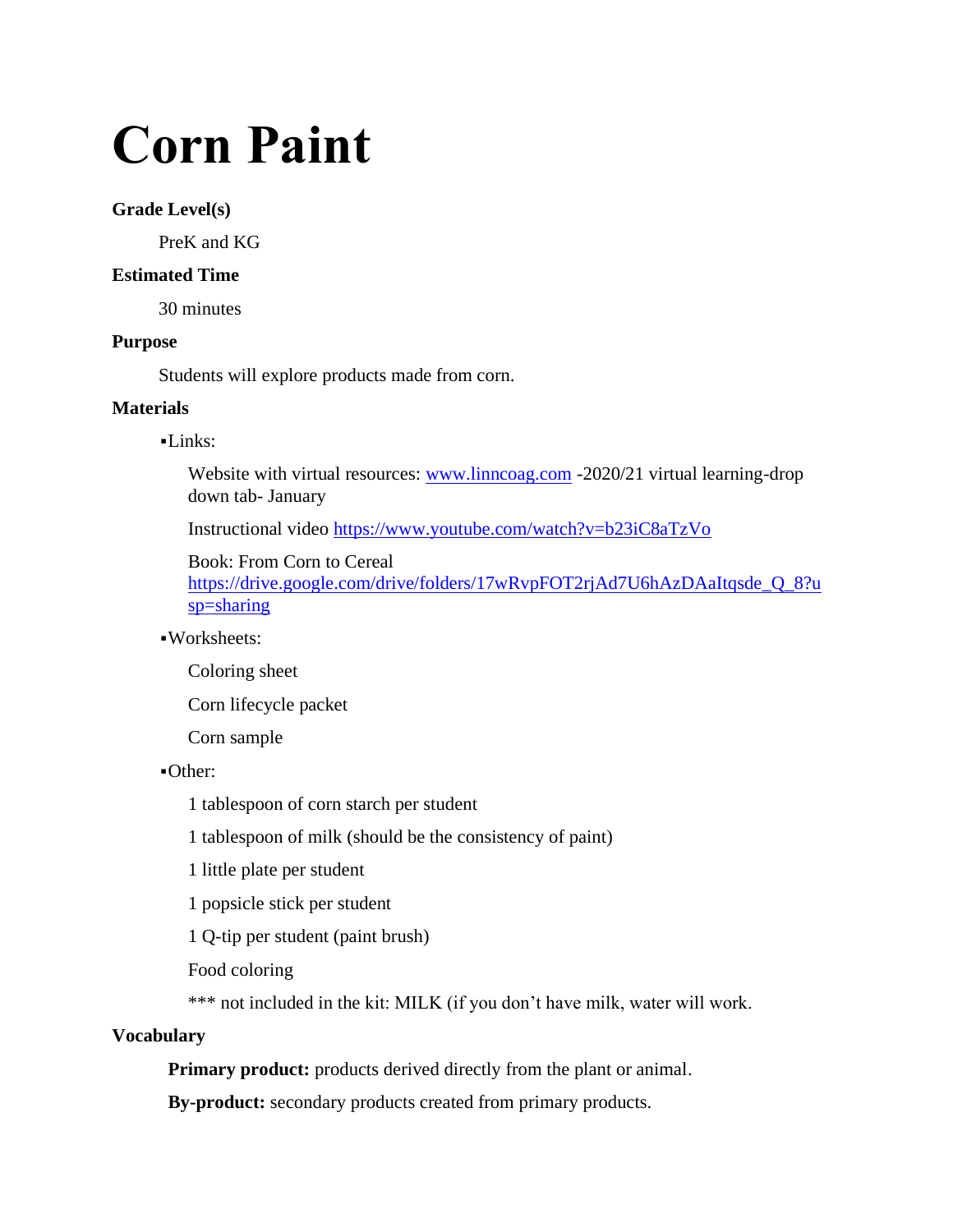# Corn Paint

**Grade Level(s)**

PreK and KG

**Estimated Time**

30 minutes

**Purpose**

Students will explore products made from corn.

**Materials**

- Links:

  Website with virtual resources: [www.linncoag.com](http://www.linncoag.com) -2020/21 virtual learning-drop down tab- January

  Instructional video [https://www.youtube.com/watch?v=b23iC8aTzVo](https://www.youtube.com/watch?v=b23iC8aTzVo)

  Book: From Corn to Cereal [https://drive.google.com/drive/folders/17wRvpFOT2rjAd7U6hAzDAaItqsde_Q_8?usp=sharing](https://drive.google.com/drive/folders/17wRvpFOT2rjAd7U6hAzDAaItqsde_Q_8?usp=sharing)

- Worksheets:

  Coloring sheet

  Corn lifecycle packet

  Corn sample

- Other:

  1 tablespoon of corn starch per student

  1 tablespoon of milk (should be the consistency of paint)

  1 little plate per student

  1 popsicle stick per student

  1 Q-tip per student (paint brush)

  Food coloring

  *** not included in the kit: MILK (if you don't have milk, water will work.

**Vocabulary**

**Primary product:** products derived directly from the plant or animal.

**By-product:** secondary products created from primary products.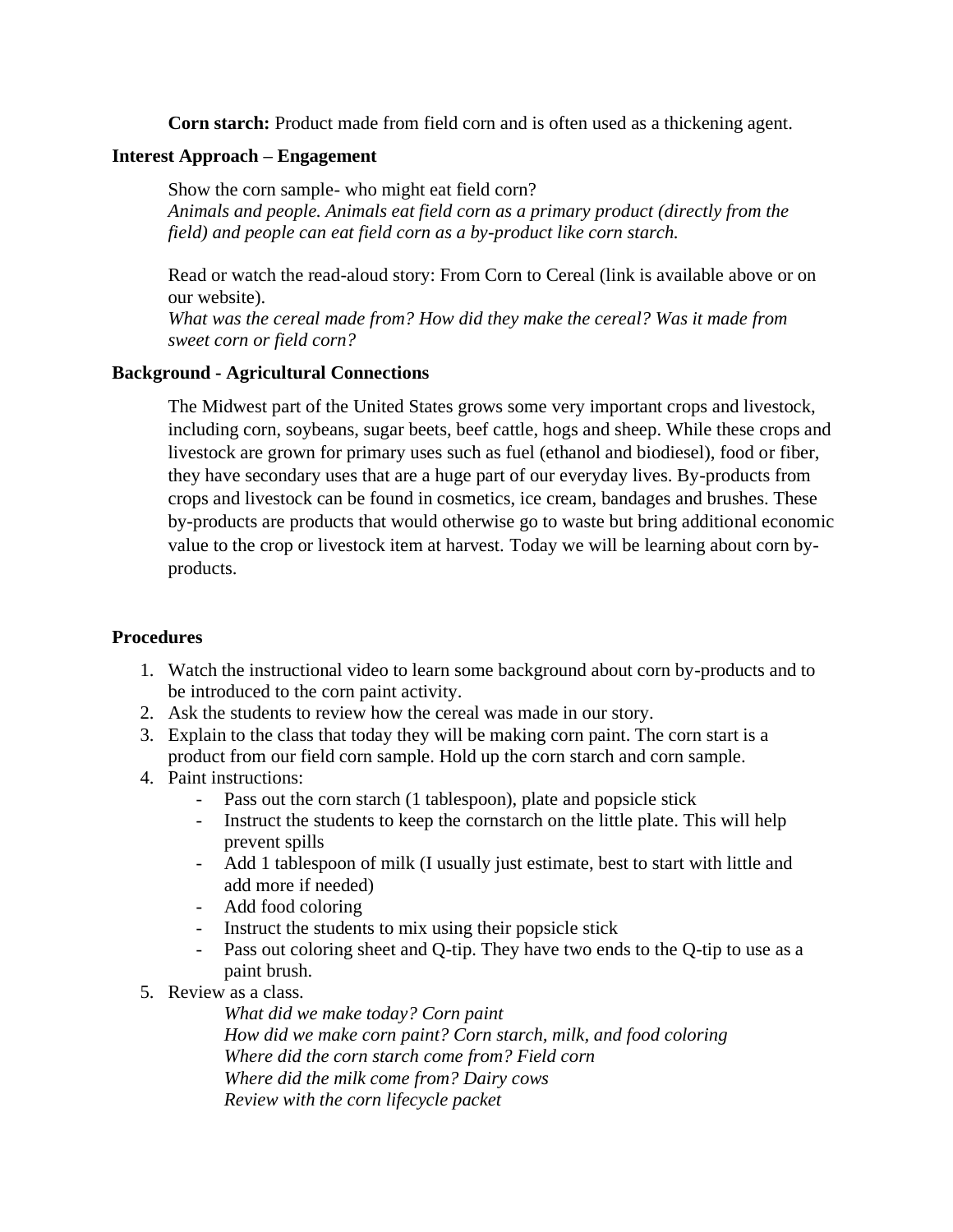**Corn starch:** Product made from field corn and is often used as a thickening agent.

### Interest Approach – Engagement

Show the corn sample- who might eat field corn?
*Animals and people. Animals eat field corn as a primary product (directly from the field) and people can eat field corn as a by-product like corn starch.*

Read or watch the read-aloud story: From Corn to Cereal (link is available above or on our website).
*What was the cereal made from? How did they make the cereal? Was it made from sweet corn or field corn?*

### Background - Agricultural Connections

The Midwest part of the United States grows some very important crops and livestock, including corn, soybeans, sugar beets, beef cattle, hogs and sheep. While these crops and livestock are grown for primary uses such as fuel (ethanol and biodiesel), food or fiber, they have secondary uses that are a huge part of our everyday lives. By-products from crops and livestock can be found in cosmetics, ice cream, bandages and brushes. These by-products are products that would otherwise go to waste but bring additional economic value to the crop or livestock item at harvest. Today we will be learning about corn by-products.

### Procedures

1. Watch the instructional video to learn some background about corn by-products and to be introduced to the corn paint activity.
2. Ask the students to review how the cereal was made in our story.
3. Explain to the class that today they will be making corn paint. The corn start is a product from our field corn sample. Hold up the corn starch and corn sample.
4. Paint instructions:
   - Pass out the corn starch (1 tablespoon), plate and popsicle stick
   - Instruct the students to keep the cornstarch on the little plate. This will help prevent spills
   - Add 1 tablespoon of milk (I usually just estimate, best to start with little and add more if needed)
   - Add food coloring
   - Instruct the students to mix using their popsicle stick
   - Pass out coloring sheet and Q-tip. They have two ends to the Q-tip to use as a paint brush.
5. Review as a class.
   *What did we make today? Corn paint*
   *How did we make corn paint? Corn starch, milk, and food coloring*
   *Where did the corn starch come from? Field corn*
   *Where did the milk come from? Dairy cows*
   *Review with the corn lifecycle packet*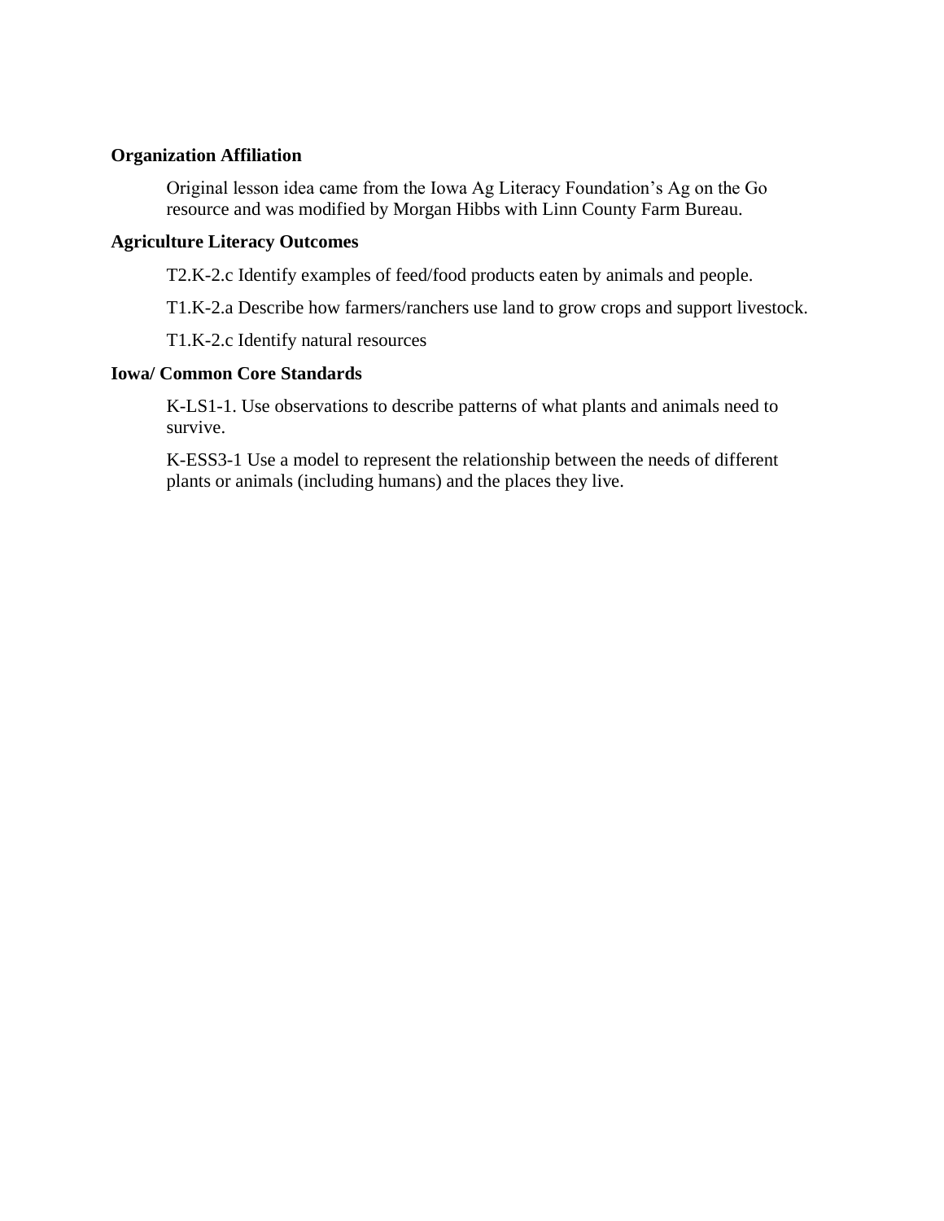**Organization Affiliation**

Original lesson idea came from the Iowa Ag Literacy Foundation's Ag on the Go resource and was modified by Morgan Hibbs with Linn County Farm Bureau.

**Agriculture Literacy Outcomes**

T2.K-2.c Identify examples of feed/food products eaten by animals and people.

T1.K-2.a Describe how farmers/ranchers use land to grow crops and support livestock.

T1.K-2.c Identify natural resources

**Iowa/ Common Core Standards**

K-LS1-1. Use observations to describe patterns of what plants and animals need to survive.

K-ESS3-1 Use a model to represent the relationship between the needs of different plants or animals (including humans) and the places they live.